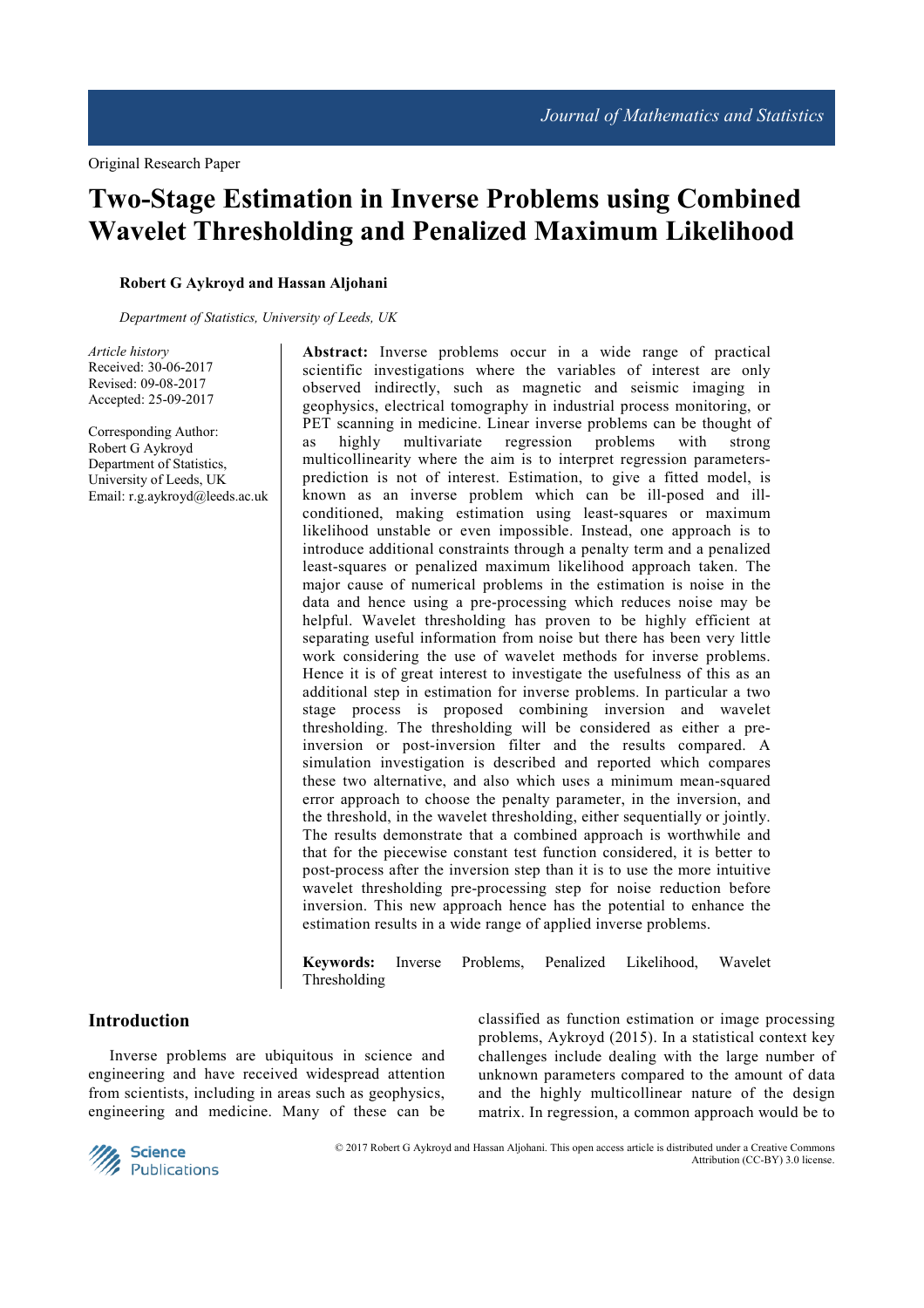Original Research Paper

# Two-Stage Estimation in Inverse Problems using Combined Wavelet Thresholding and Penalized Maximum Likelihood

**Robert G Aykroyd and Hassan Aljohani**

*Department of Statistics, University of Leeds, UK*

*Article history*
Received: 30-06-2017
Revised: 09-08-2017
Accepted: 25-09-2017

Corresponding Author:
Robert G Aykroyd
Department of Statistics,
University of Leeds, UK
Email: r.g.aykroyd@leeds.ac.uk

**Abstract:** Inverse problems occur in a wide range of practical scientific investigations where the variables of interest are only observed indirectly, such as magnetic and seismic imaging in geophysics, electrical tomography in industrial process monitoring, or PET scanning in medicine. Linear inverse problems can be thought of as highly multivariate regression problems with strong multicollinearity where the aim is to interpret regression parameters-prediction is not of interest. Estimation, to give a fitted model, is known as an inverse problem which can be ill-posed and ill-conditioned, making estimation using least-squares or maximum likelihood unstable or even impossible. Instead, one approach is to introduce additional constraints through a penalty term and a penalized least-squares or penalized maximum likelihood approach taken. The major cause of numerical problems in the estimation is noise in the data and hence using a pre-processing which reduces noise may be helpful. Wavelet thresholding has proven to be highly efficient at separating useful information from noise but there has been very little work considering the use of wavelet methods for inverse problems. Hence it is of great interest to investigate the usefulness of this as an additional step in estimation for inverse problems. In particular a two stage process is proposed combining inversion and wavelet thresholding. The thresholding will be considered as either a pre-inversion or post-inversion filter and the results compared. A simulation investigation is described and reported which compares these two alternative, and also which uses a minimum mean-squared error approach to choose the penalty parameter, in the inversion, and the threshold, in the wavelet thresholding, either sequentially or jointly. The results demonstrate that a combined approach is worthwhile and that for the piecewise constant test function considered, it is better to post-process after the inversion step than it is to use the more intuitive wavelet thresholding pre-processing step for noise reduction before inversion. This new approach hence has the potential to enhance the estimation results in a wide range of applied inverse problems.

**Keywords:** Inverse Problems, Penalized Likelihood, Wavelet Thresholding

## Introduction

Inverse problems are ubiquitous in science and engineering and have received widespread attention from scientists, including in areas such as geophysics, engineering and medicine. Many of these can be classified as function estimation or image processing problems, Aykroyd (2015). In a statistical context key challenges include dealing with the large number of unknown parameters compared to the amount of data and the highly multicollinear nature of the design matrix. In regression, a common approach would be to

© 2017 Robert G Aykroyd and Hassan Aljohani. This open access article is distributed under a Creative Commons Attribution (CC-BY) 3.0 license.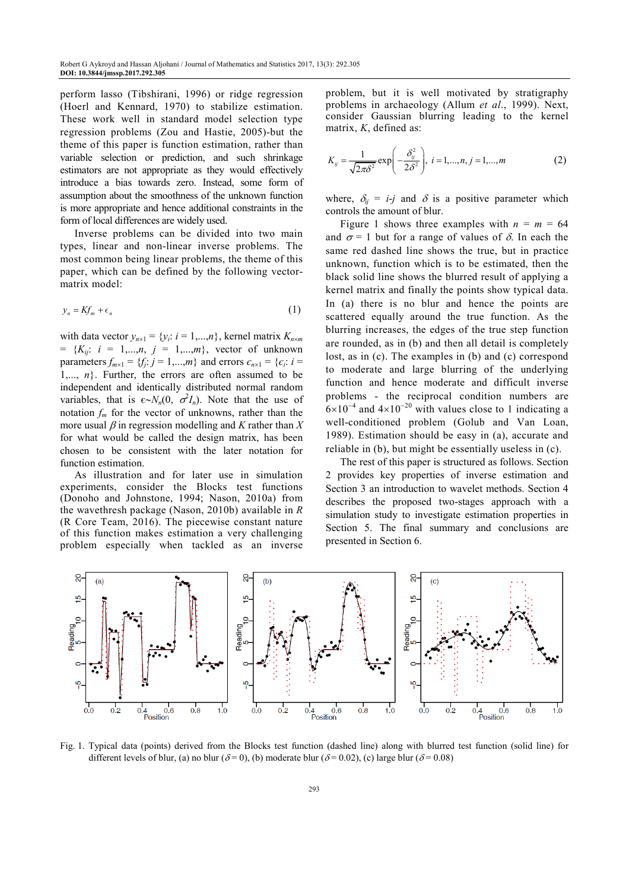perform lasso (Tibshirani, 1996) or ridge regression (Hoerl and Kennard, 1970) to stabilize estimation. These work well in standard model selection type regression problems (Zou and Hastie, 2005)-but the theme of this paper is function estimation, rather than variable selection or prediction, and such shrinkage estimators are not appropriate as they would effectively introduce a bias towards zero. Instead, some form of assumption about the smoothness of the unknown function is more appropriate and hence additional constraints in the form of local differences are widely used.

Inverse problems can be divided into two main types, linear and non-linear inverse problems. The most common being linear problems, the theme of this paper, which can be defined by the following vector-matrix model:

$$y_n = Kf_m + \epsilon_n \tag{1}$$

with data vector $y_{n\times 1} = \{y_i: i = 1,...,n\}$, kernel matrix $K_{n\times m} = \{K_{ij}: i = 1,...,n, j = 1,...,m\}$, vector of unknown parameters $f_{m\times 1} = \{f_j: j = 1,...,m\}$ and errors $\epsilon_{n\times 1} = \{\epsilon_i: i = 1,..., n\}$. Further, the errors are often assumed to be independent and identically distributed normal random variables, that is $\epsilon \sim N_n(0, \sigma^2 I_n)$. Note that the use of notation $f_m$ for the vector of unknowns, rather than the more usual $\beta$ in regression modelling and $K$ rather than $X$ for what would be called the design matrix, has been chosen to be consistent with the later notation for function estimation.

As illustration and for later use in simulation experiments, consider the Blocks test functions (Donoho and Johnstone, 1994; Nason, 2010a) from the wavethresh package (Nason, 2010b) available in *R* (R Core Team, 2016). The piecewise constant nature of this function makes estimation a very challenging problem especially when tackled as an inverse problem, but it is well motivated by stratigraphy problems in archaeology (Allum *et al*., 1999). Next, consider Gaussian blurring leading to the kernel matrix, $K$, defined as:

$$K_{ij} = \frac{1}{\sqrt{2\pi\delta^2}}\exp\left(-\frac{\delta_{ij}^2}{2\delta^2}\right),\ i = 1,...,n,\ j = 1,...,m \tag{2}$$

where, $\delta_{ij} = i\text{-}j$ and $\delta$ is a positive parameter which controls the amount of blur.

Figure 1 shows three examples with $n = m = 64$ and $\sigma = 1$ but for a range of values of $\delta$. In each the same red dashed line shows the true, but in practice unknown, function which is to be estimated, then the black solid line shows the blurred result of applying a kernel matrix and finally the points show typical data. In (a) there is no blur and hence the points are scattered equally around the true function. As the blurring increases, the edges of the true step function are rounded, as in (b) and then all detail is completely lost, as in (c). The examples in (b) and (c) correspond to moderate and large blurring of the underlying function and hence moderate and difficult inverse problems - the reciprocal condition numbers are $6\times 10^{-4}$ and $4\times 10^{-20}$ with values close to 1 indicating a well-conditioned problem (Golub and Van Loan, 1989). Estimation should be easy in (a), accurate and reliable in (b), but might be essentially useless in (c).

The rest of this paper is structured as follows. Section 2 provides key properties of inverse estimation and Section 3 an introduction to wavelet methods. Section 4 describes the proposed two-stages approach with a simulation study to investigate estimation properties in Section 5. The final summary and conclusions are presented in Section 6.

Fig. 1. Typical data (points) derived from the Blocks test function (dashed line) along with blurred test function (solid line) for different levels of blur, (a) no blur ($\delta = 0$), (b) moderate blur ($\delta = 0.02$), (c) large blur ($\delta = 0.08$)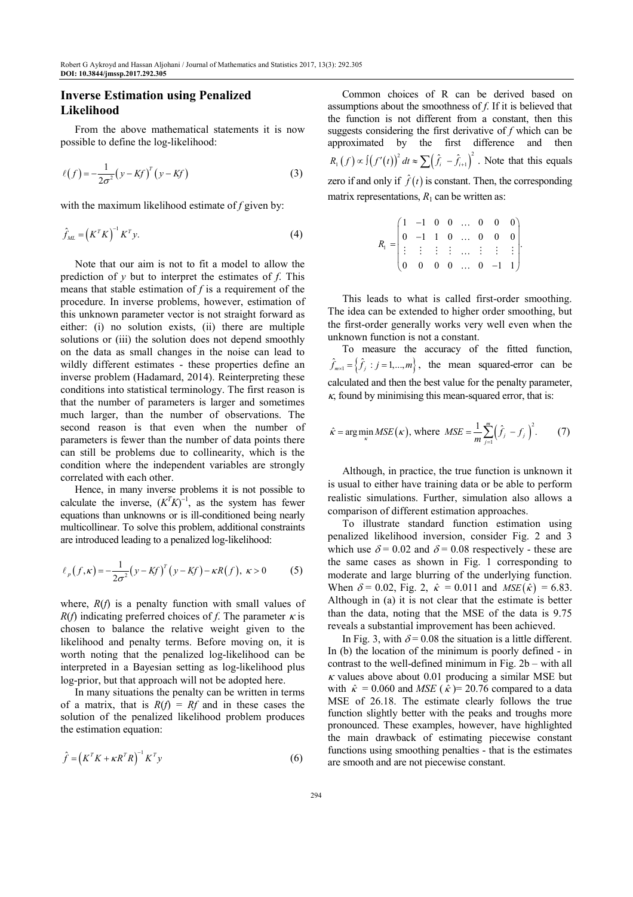## Inverse Estimation using Penalized Likelihood

From the above mathematical statements it is now possible to define the log-likelihood:

$$\ell(f) = -\frac{1}{2\sigma^2}(y - Kf)^T (y - Kf) \tag{3}$$

with the maximum likelihood estimate of $f$ given by:

$$\hat{f}_{ML} = \left(K^T K\right)^{-1} K^T y. \tag{4}$$

Note that our aim is not to fit a model to allow the prediction of $y$ but to interpret the estimates of $f$. This means that stable estimation of $f$ is a requirement of the procedure. In inverse problems, however, estimation of this unknown parameter vector is not straight forward as either: (i) no solution exists, (ii) there are multiple solutions or (iii) the solution does not depend smoothly on the data as small changes in the noise can lead to wildly different estimates - these properties define an inverse problem (Hadamard, 2014). Reinterpreting these conditions into statistical terminology. The first reason is that the number of parameters is larger and sometimes much larger, than the number of observations. The second reason is that even when the number of parameters is fewer than the number of data points there can still be problems due to collinearity, which is the condition where the independent variables are strongly correlated with each other.

Hence, in many inverse problems it is not possible to calculate the inverse, $(K^TK)^{-1}$, as the system has fewer equations than unknowns or is ill-conditioned being nearly multicollinear. To solve this problem, additional constraints are introduced leading to a penalized log-likelihood:

$$\ell_p(f, \kappa) = -\frac{1}{2\sigma^2}(y - Kf)^T (y - Kf) - \kappa R(f), \; \kappa > 0 \tag{5}$$

where, $R(f)$ is a penalty function with small values of $R(f)$ indicating preferred choices of $f$. The parameter $\kappa$ is chosen to balance the relative weight given to the likelihood and penalty terms. Before moving on, it is worth noting that the penalized log-likelihood can be interpreted in a Bayesian setting as log-likelihood plus log-prior, but that approach will not be adopted here.

In many situations the penalty can be written in terms of a matrix, that is $R(f) = Rf$ and in these cases the solution of the penalized likelihood problem produces the estimation equation:

$$\hat{f} = \left(K^T K + \kappa R^T R\right)^{-1} K^T y \tag{6}$$

Common choices of R can be derived based on assumptions about the smoothness of $f$. If it is believed that the function is not different from a constant, then this suggests considering the first derivative of $f$ which can be approximated by the first difference and then $R_1(f) \propto \int \left(f'(t)\right)^2 dt \approx \sum \left(\hat{f}_i - \hat{f}_{i+1}\right)^2$. Note that this equals zero if and only if $\hat{f}(t)$ is constant. Then, the corresponding matrix representations, $R_1$ can be written as:

$$R_1 = \begin{pmatrix} 1 & -1 & 0 & 0 & \dots & 0 & 0 & 0 \\ 0 & -1 & 1 & 0 & \dots & 0 & 0 & 0 \\ \vdots & \vdots & \vdots & \vdots & \dots & \vdots & \vdots & \vdots \\ 0 & 0 & 0 & 0 & \dots & 0 & -1 & 1 \end{pmatrix}.$$

This leads to what is called first-order smoothing. The idea can be extended to higher order smoothing, but the first-order generally works very well even when the unknown function is not a constant.

To measure the accuracy of the fitted function, $\hat{f}_{m\times 1} = \left\{\hat{f}_j : j = 1, \dots, m\right\}$, the mean squared-error can be calculated and then the best value for the penalty parameter, $\kappa$, found by minimising this mean-squared error, that is:

$$\hat{\kappa} = \arg\min_{\kappa} MSE(\kappa), \text{ where } MSE = \frac{1}{m}\sum_{j=1}^{m}\left(\hat{f}_j - f_j\right)^2. \tag{7}$$

Although, in practice, the true function is unknown it is usual to either have training data or be able to perform realistic simulations. Further, simulation also allows a comparison of different estimation approaches.

To illustrate standard function estimation using penalized likelihood inversion, consider Fig. 2 and 3 which use $\delta = 0.02$ and $\delta = 0.08$ respectively - these are the same cases as shown in Fig. 1 corresponding to moderate and large blurring of the underlying function. When $\delta = 0.02$, Fig. 2, $\hat{\kappa}$ = 0.011 and $MSE(\hat{\kappa})$ = 6.83. Although in (a) it is not clear that the estimate is better than the data, noting that the MSE of the data is 9.75 reveals a substantial improvement has been achieved.

In Fig. 3, with $\delta = 0.08$ the situation is a little different. In (b) the location of the minimum is poorly defined - in contrast to the well-defined minimum in Fig. 2b – with all $\kappa$ values above about 0.01 producing a similar MSE but with $\hat{\kappa}$ = 0.060 and $MSE$ ($\hat{\kappa}$)= 20.76 compared to a data MSE of 26.18. The estimate clearly follows the true function slightly better with the peaks and troughs more pronounced. These examples, however, have highlighted the main drawback of estimating piecewise constant functions using smoothing penalties - that is the estimates are smooth and are not piecewise constant.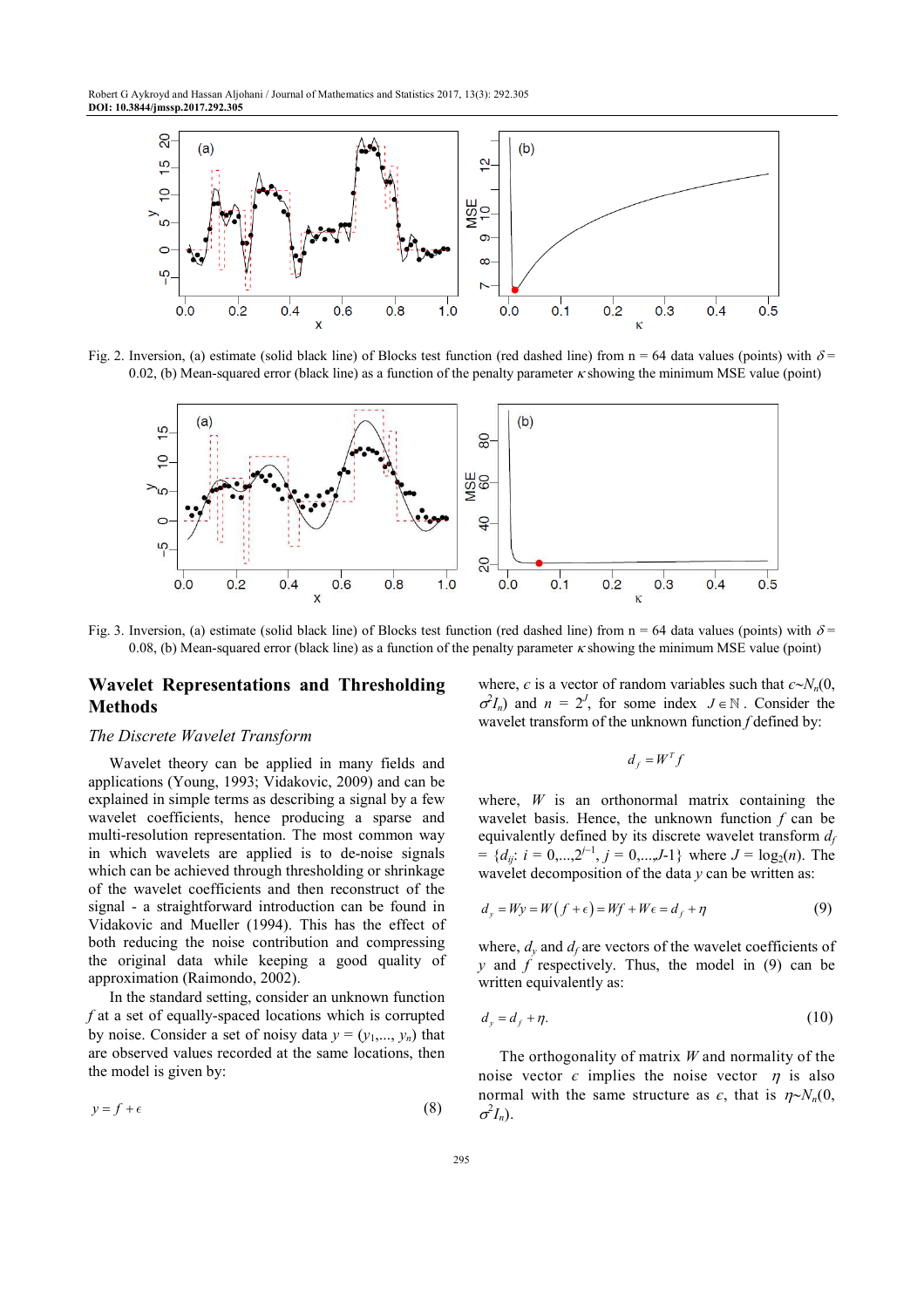Fig. 2. Inversion, (a) estimate (solid black line) of Blocks test function (red dashed line) from n = 64 data values (points) with $\delta$ = 0.02, (b) Mean-squared error (black line) as a function of the penalty parameter $\kappa$ showing the minimum MSE value (point)

Fig. 3. Inversion, (a) estimate (solid black line) of Blocks test function (red dashed line) from n = 64 data values (points) with $\delta$ = 0.08, (b) Mean-squared error (black line) as a function of the penalty parameter $\kappa$ showing the minimum MSE value (point)

## Wavelet Representations and Thresholding Methods

### *The Discrete Wavelet Transform*

Wavelet theory can be applied in many fields and applications (Young, 1993; Vidakovic, 2009) and can be explained in simple terms as describing a signal by a few wavelet coefficients, hence producing a sparse and multi-resolution representation. The most common way in which wavelets are applied is to de-noise signals which can be achieved through thresholding or shrinkage of the wavelet coefficients and then reconstruct of the signal - a straightforward introduction can be found in Vidakovic and Mueller (1994). This has the effect of both reducing the noise contribution and compressing the original data while keeping a good quality of approximation (Raimondo, 2002).

In the standard setting, consider an unknown function $f$ at a set of equally-spaced locations which is corrupted by noise. Consider a set of noisy data $y = (y_1,..., y_n)$ that are observed values recorded at the same locations, then the model is given by:

$$y = f + \epsilon \tag{8}$$

where, $\epsilon$ is a vector of random variables such that $\epsilon \sim N_n(0, \sigma^2 I_n)$ and $n = 2^J$, for some index $J \in \mathbb{N}$. Consider the wavelet transform of the unknown function $f$ defined by:

$$d_f = W^T f$$

where, $W$ is an orthonormal matrix containing the wavelet basis. Hence, the unknown function $f$ can be equivalently defined by its discrete wavelet transform $d_f = \{d_{ij}: i = 0,...,2^{j-1}, j = 0,...,J\text{-}1\}$ where $J = \log_2(n)$. The wavelet decomposition of the data $y$ can be written as:

$$d_y = Wy = W(f + \epsilon) = Wf + W\epsilon = d_f + \eta \tag{9}$$

where, $d_y$ and $d_f$ are vectors of the wavelet coefficients of $y$ and $f$ respectively. Thus, the model in (9) can be written equivalently as:

$$d_y = d_f + \eta. \tag{10}$$

The orthogonality of matrix $W$ and normality of the noise vector $\epsilon$ implies the noise vector $\eta$ is also normal with the same structure as $\epsilon$, that is $\eta \sim N_n(0, \sigma^2 I_n)$.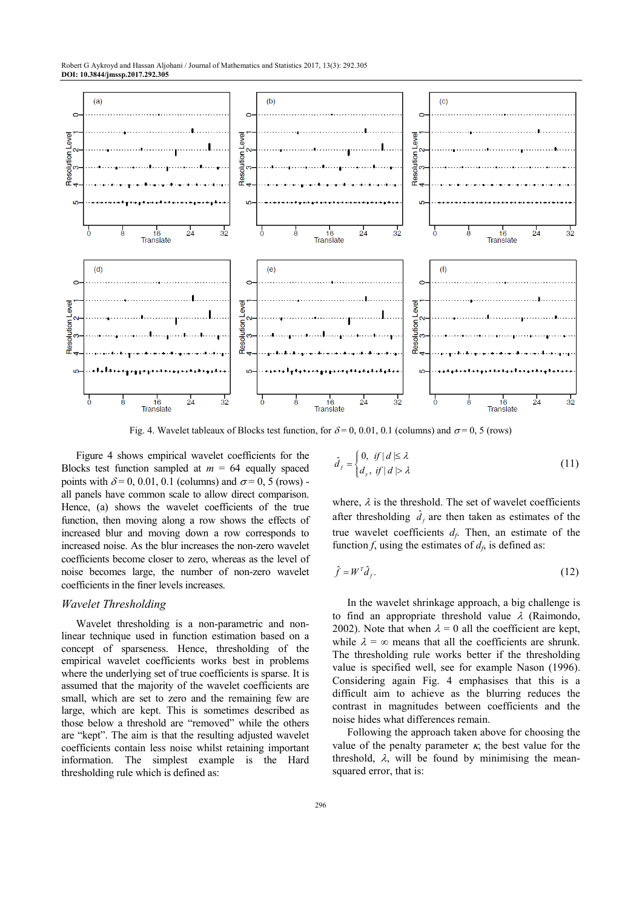Fig. 4. Wavelet tableaux of Blocks test function, for $\delta = 0, 0.01, 0.1$ (columns) and $\sigma = 0, 5$ (rows)

Figure 4 shows empirical wavelet coefficients for the Blocks test function sampled at $m = 64$ equally spaced points with $\delta = 0, 0.01, 0.1$ (columns) and $\sigma = 0, 5$ (rows) - all panels have common scale to allow direct comparison. Hence, (a) shows the wavelet coefficients of the true function, then moving along a row shows the effects of increased blur and moving down a row corresponds to increased noise. As the blur increases the non-zero wavelet coefficients become closer to zero, whereas as the level of noise becomes large, the number of non-zero wavelet coefficients in the finer levels increases.

### *Wavelet Thresholding*

Wavelet thresholding is a non-parametric and non-linear technique used in function estimation based on a concept of sparseness. Hence, thresholding the empirical wavelet coefficients works best in problems where the underlying set of true coefficients is sparse. It is assumed that the majority of the wavelet coefficients are small, which are set to zero and the remaining few are large, which are kept. This is sometimes described as those below a threshold are "removed" while the others are "kept". The aim is that the resulting adjusted wavelet coefficients contain less noise whilst retaining important information. The simplest example is the Hard thresholding rule which is defined as:

$$\hat{d}_f = \begin{cases} 0, & if\,|d| \leq \lambda \\ d_y, & if\,|d| > \lambda \end{cases} \tag{11}$$

where, $\lambda$ is the threshold. The set of wavelet coefficients after thresholding $\hat{d}_f$ are then taken as estimates of the true wavelet coefficients $d_f$. Then, an estimate of the function $f$, using the estimates of $d_f$, is defined as:

$$\hat{f} = W^T \hat{d}_f. \tag{12}$$

In the wavelet shrinkage approach, a big challenge is to find an appropriate threshold value $\lambda$ (Raimondo, 2002). Note that when $\lambda = 0$ all the coefficient are kept, while $\lambda = \infty$ means that all the coefficients are shrunk. The thresholding rule works better if the thresholding value is specified well, see for example Nason (1996). Considering again Fig. 4 emphasises that this is a difficult aim to achieve as the blurring reduces the contrast in magnitudes between coefficients and the noise hides what differences remain.

Following the approach taken above for choosing the value of the penalty parameter $\kappa$, the best value for the threshold, $\lambda$, will be found by minimising the mean-squared error, that is: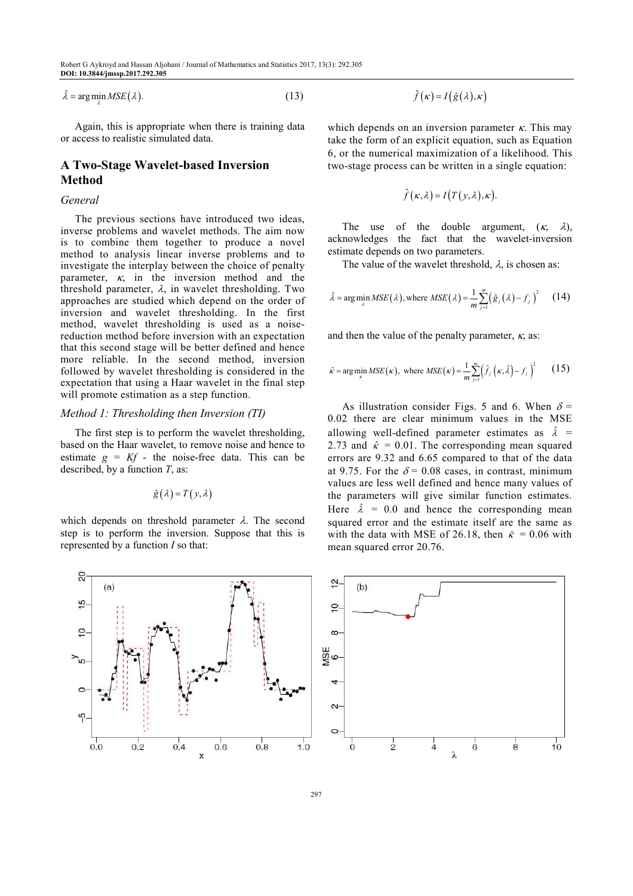$$\hat{\lambda} = \arg\min_{\lambda} MSE(\lambda). \tag{13}$$

Again, this is appropriate when there is training data or access to realistic simulated data.

## A Two-Stage Wavelet-based Inversion Method

### General

The previous sections have introduced two ideas, inverse problems and wavelet methods. The aim now is to combine them together to produce a novel method to analysis linear inverse problems and to investigate the interplay between the choice of penalty parameter, $\kappa$, in the inversion method and the threshold parameter, $\lambda$, in wavelet thresholding. Two approaches are studied which depend on the order of inversion and wavelet thresholding. In the first method, wavelet thresholding is used as a noise-reduction method before inversion with an expectation that this second stage will be better defined and hence more reliable. In the second method, inversion followed by wavelet thresholding is considered in the expectation that using a Haar wavelet in the final step will promote estimation as a step function.

### Method 1: Thresholding then Inversion (TI)

The first step is to perform the wavelet thresholding, based on the Haar wavelet, to remove noise and hence to estimate $g = Kf$ - the noise-free data. This can be described, by a function $T$, as:

$$\hat{g}(\lambda) = T(y, \lambda)$$

which depends on threshold parameter $\lambda$. The second step is to perform the inversion. Suppose that this is represented by a function $I$ so that:

$$\hat{f}(\kappa) = I(\hat{g}(\lambda), \kappa)$$

which depends on an inversion parameter $\kappa$. This may take the form of an explicit equation, such as Equation 6, or the numerical maximization of a likelihood. This two-stage process can be written in a single equation:

$$\hat{f}(\kappa, \lambda) = I(T(y, \lambda), \kappa).$$

The use of the double argument, $(\kappa, \lambda)$, acknowledges the fact that the wavelet-inversion estimate depends on two parameters.

The value of the wavelet threshold, $\lambda$, is chosen as:

$$\hat{\lambda} = \arg\min_{\lambda} MSE(\lambda), \text{where } MSE(\lambda) = \frac{1}{m}\sum_{j=1}^{m}\left(\hat{g}_j(\lambda) - f_j\right)^2 \tag{14}$$

and then the value of the penalty parameter, $\kappa$, as:

$$\hat{\kappa} = \arg\min_{\kappa} MSE(\kappa), \text{ where } MSE(\kappa) = \frac{1}{m}\sum_{j=1}^{m}\left(\hat{f}_j\left(\kappa, \hat{\lambda}\right) - f_j\right)^2 \tag{15}$$

As illustration consider Figs. 5 and 6. When $\delta = 0.02$ there are clear minimum values in the MSE allowing well-defined parameter estimates as $\hat{\lambda} = 2.73$ and $\hat{\kappa} = 0.01$. The corresponding mean squared errors are 9.32 and 6.65 compared to that of the data at 9.75. For the $\delta = 0.08$ cases, in contrast, minimum values are less well defined and hence many values of the parameters will give similar function estimates. Here $\hat{\lambda} = 0.0$ and hence the corresponding mean squared error and the estimate itself are the same as with the data with MSE of 26.18, then $\hat{\kappa} = 0.06$ with mean squared error 20.76.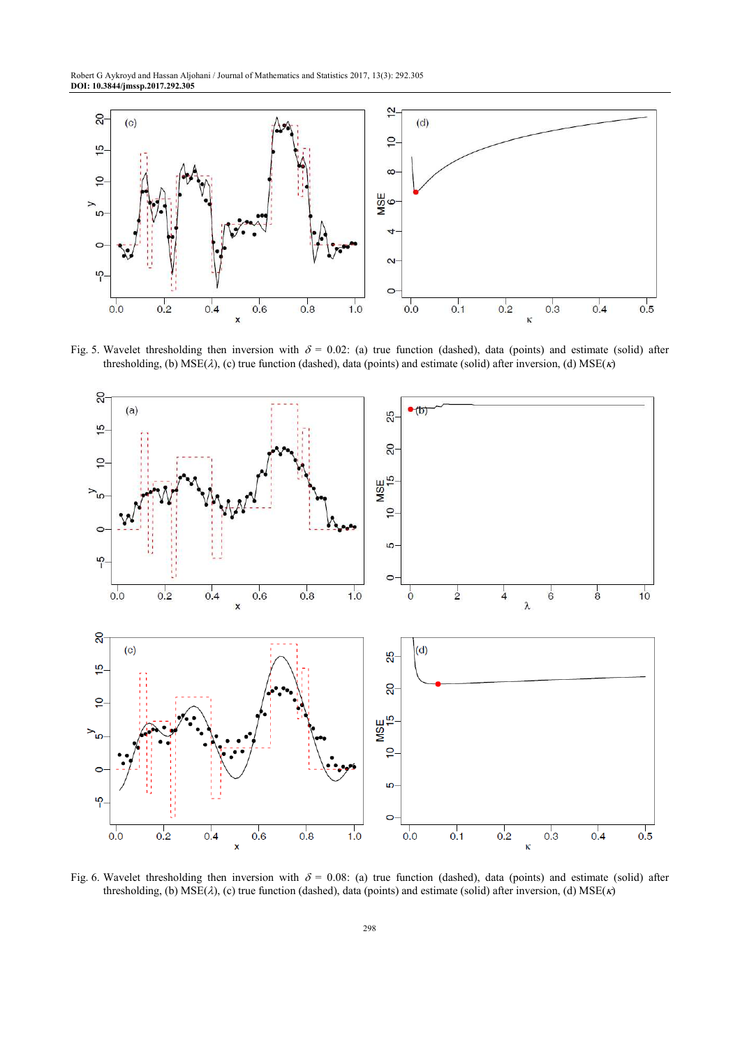Fig. 5. Wavelet thresholding then inversion with $\delta$ = 0.02: (a) true function (dashed), data (points) and estimate (solid) after thresholding, (b) MSE($\lambda$), (c) true function (dashed), data (points) and estimate (solid) after inversion, (d) MSE($\kappa$)

Fig. 6. Wavelet thresholding then inversion with $\delta$ = 0.08: (a) true function (dashed), data (points) and estimate (solid) after thresholding, (b) MSE($\lambda$), (c) true function (dashed), data (points) and estimate (solid) after inversion, (d) MSE($\kappa$)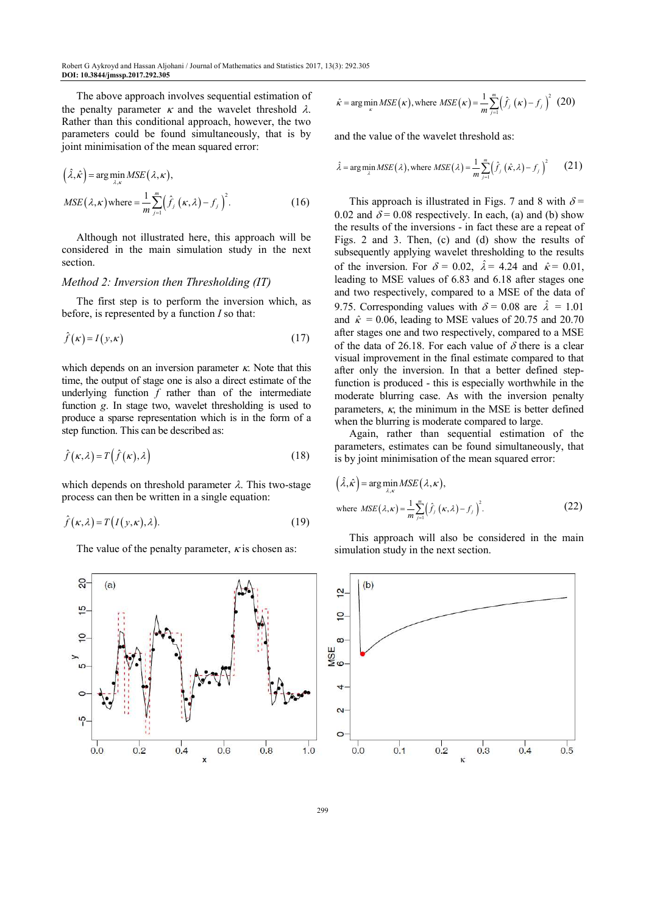The above approach involves sequential estimation of the penalty parameter $\kappa$ and the wavelet threshold $\lambda$. Rather than this conditional approach, however, the two parameters could be found simultaneously, that is by joint minimisation of the mean squared error:

$$\left(\hat{\lambda},\hat{\kappa}\right)=\arg\min_{\lambda,\kappa} MSE\left(\lambda,\kappa\right),$$
$$MSE\left(\lambda,\kappa\right)\text{where}=\frac{1}{m}\sum_{j=1}^{m}\left(\hat{f}_j\left(\kappa,\lambda\right)-f_j\right)^2. \tag{16}$$

Although not illustrated here, this approach will be considered in the main simulation study in the next section.

### *Method 2: Inversion then Thresholding (IT)*

The first step is to perform the inversion which, as before, is represented by a function $I$ so that:

$$\hat{f}\left(\kappa\right)=I\left(y,\kappa\right) \tag{17}$$

which depends on an inversion parameter $\kappa$. Note that this time, the output of stage one is also a direct estimate of the underlying function $f$ rather than of the intermediate function $g$. In stage two, wavelet thresholding is used to produce a sparse representation which is in the form of a step function. This can be described as:

$$\hat{f}\left(\kappa,\lambda\right)=T\left(\hat{f}\left(\kappa\right),\lambda\right) \tag{18}$$

which depends on threshold parameter $\lambda$. This two-stage process can then be written in a single equation:

$$\hat{f}\left(\kappa,\lambda\right)=T\left(I\left(y,\kappa\right),\lambda\right). \tag{19}$$

The value of the penalty parameter, $\kappa$ is chosen as:

$$\hat{\kappa}=\arg\min_{\kappa} MSE\left(\kappa\right),\text{where } MSE\left(\kappa\right)=\frac{1}{m}\sum_{j=1}^{m}\left(\hat{f}_j\left(\kappa\right)-f_j\right)^2 \tag{20}$$

and the value of the wavelet threshold as:

$$\hat{\lambda}=\arg\min_{\lambda} MSE\left(\lambda\right),\text{where } MSE\left(\lambda\right)=\frac{1}{m}\sum_{j=1}^{m}\left(\hat{f}_j\left(\hat{\kappa},\lambda\right)-f_j\right)^2 \tag{21}$$

This approach is illustrated in Figs. 7 and 8 with $\delta = 0.02$ and $\delta = 0.08$ respectively. In each, (a) and (b) show the results of the inversions - in fact these are a repeat of Figs. 2 and 3. Then, (c) and (d) show the results of subsequently applying wavelet thresholding to the results of the inversion. For $\delta = 0.02$, $\hat{\lambda} = 4.24$ and $\hat{\kappa} = 0.01$, leading to MSE values of 6.83 and 6.18 after stages one and two respectively, compared to a MSE of the data of 9.75. Corresponding values with $\delta = 0.08$ are $\hat{\lambda} = 1.01$ and $\hat{\kappa} = 0.06$, leading to MSE values of 20.75 and 20.70 after stages one and two respectively, compared to a MSE of the data of 26.18. For each value of $\delta$ there is a clear visual improvement in the final estimate compared to that after only the inversion. In that a better defined step-function is produced - this is especially worthwhile in the moderate blurring case. As with the inversion penalty parameters, $\kappa$, the minimum in the MSE is better defined when the blurring is moderate compared to large.

Again, rather than sequential estimation of the parameters, estimates can be found simultaneously, that is by joint minimisation of the mean squared error:

$$\left(\hat{\lambda},\hat{\kappa}\right)=\arg\min_{\lambda,\kappa} MSE\left(\lambda,\kappa\right),$$
$$\text{where } MSE\left(\lambda,\kappa\right)=\frac{1}{m}\sum_{j=1}^{m}\left(\hat{f}_j\left(\kappa,\lambda\right)-f_j\right)^2. \tag{22}$$

This approach will also be considered in the main simulation study in the next section.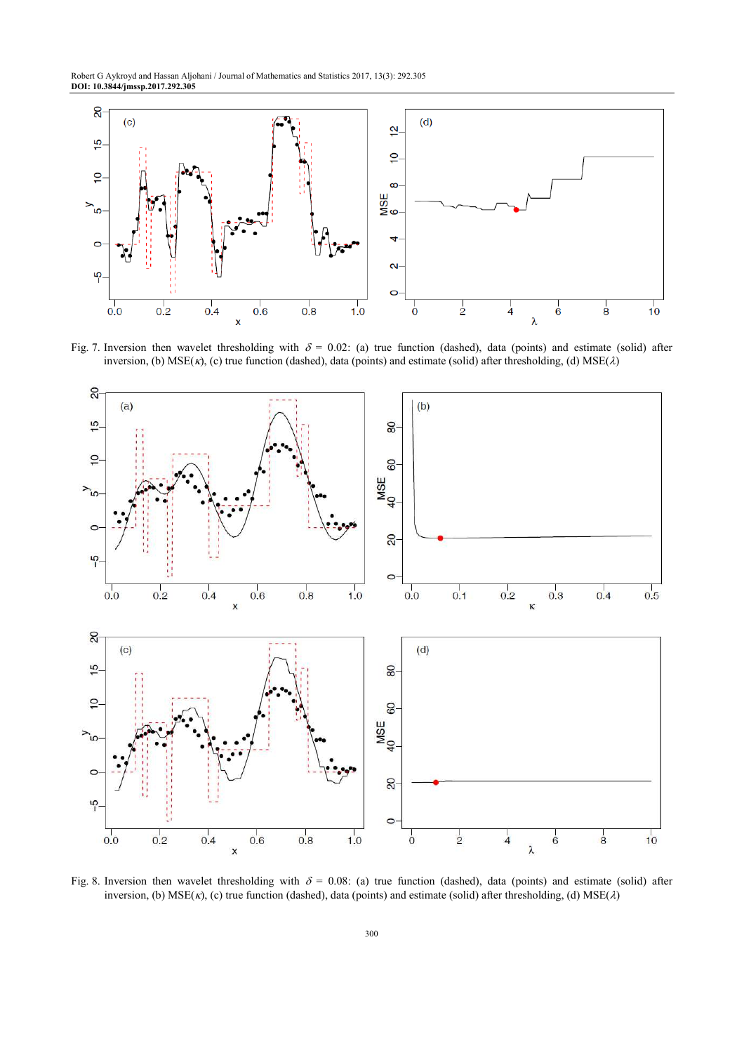Fig. 7. Inversion then wavelet thresholding with $\delta$ = 0.02: (a) true function (dashed), data (points) and estimate (solid) after inversion, (b) MSE($\kappa$), (c) true function (dashed), data (points) and estimate (solid) after thresholding, (d) MSE($\lambda$)

Fig. 8. Inversion then wavelet thresholding with $\delta$ = 0.08: (a) true function (dashed), data (points) and estimate (solid) after inversion, (b) MSE($\kappa$), (c) true function (dashed), data (points) and estimate (solid) after thresholding, (d) MSE($\lambda$)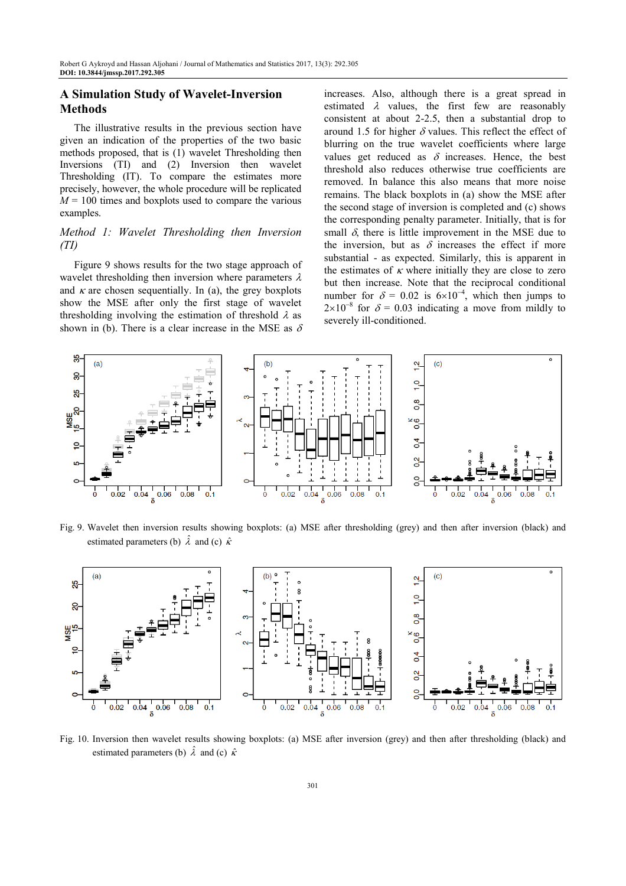## A Simulation Study of Wavelet-Inversion Methods

The illustrative results in the previous section have given an indication of the properties of the two basic methods proposed, that is (1) wavelet Thresholding then Inversions (TI) and (2) Inversion then wavelet Thresholding (IT). To compare the estimates more precisely, however, the whole procedure will be replicated $M = 100$ times and boxplots used to compare the various examples.

### *Method 1: Wavelet Thresholding then Inversion (TI)*

Figure 9 shows results for the two stage approach of wavelet thresholding then inversion where parameters $\lambda$ and $\kappa$ are chosen sequentially. In (a), the grey boxplots show the MSE after only the first stage of wavelet thresholding involving the estimation of threshold $\lambda$ as shown in (b). There is a clear increase in the MSE as $\delta$ increases. Also, although there is a great spread in estimated $\lambda$ values, the first few are reasonably consistent at about 2-2.5, then a substantial drop to around 1.5 for higher $\delta$ values. This reflect the effect of blurring on the true wavelet coefficients where large values get reduced as $\delta$ increases. Hence, the best threshold also reduces otherwise true coefficients are removed. In balance this also means that more noise remains. The black boxplots in (a) show the MSE after the second stage of inversion is completed and (c) shows the corresponding penalty parameter. Initially, that is for small $\delta$, there is little improvement in the MSE due to the inversion, but as $\delta$ increases the effect if more substantial - as expected. Similarly, this is apparent in the estimates of $\kappa$ where initially they are close to zero but then increase. Note that the reciprocal conditional number for $\delta = 0.02$ is $6\times10^{-4}$, which then jumps to $2\times10^{-8}$ for $\delta = 0.03$ indicating a move from mildly to severely ill-conditioned.

Fig. 9. Wavelet then inversion results showing boxplots: (a) MSE after thresholding (grey) and then after inversion (black) and estimated parameters (b) $\hat{\lambda}$ and (c) $\hat{\kappa}$

Fig. 10. Inversion then wavelet results showing boxplots: (a) MSE after inversion (grey) and then after thresholding (black) and estimated parameters (b) $\hat{\lambda}$ and (c) $\hat{\kappa}$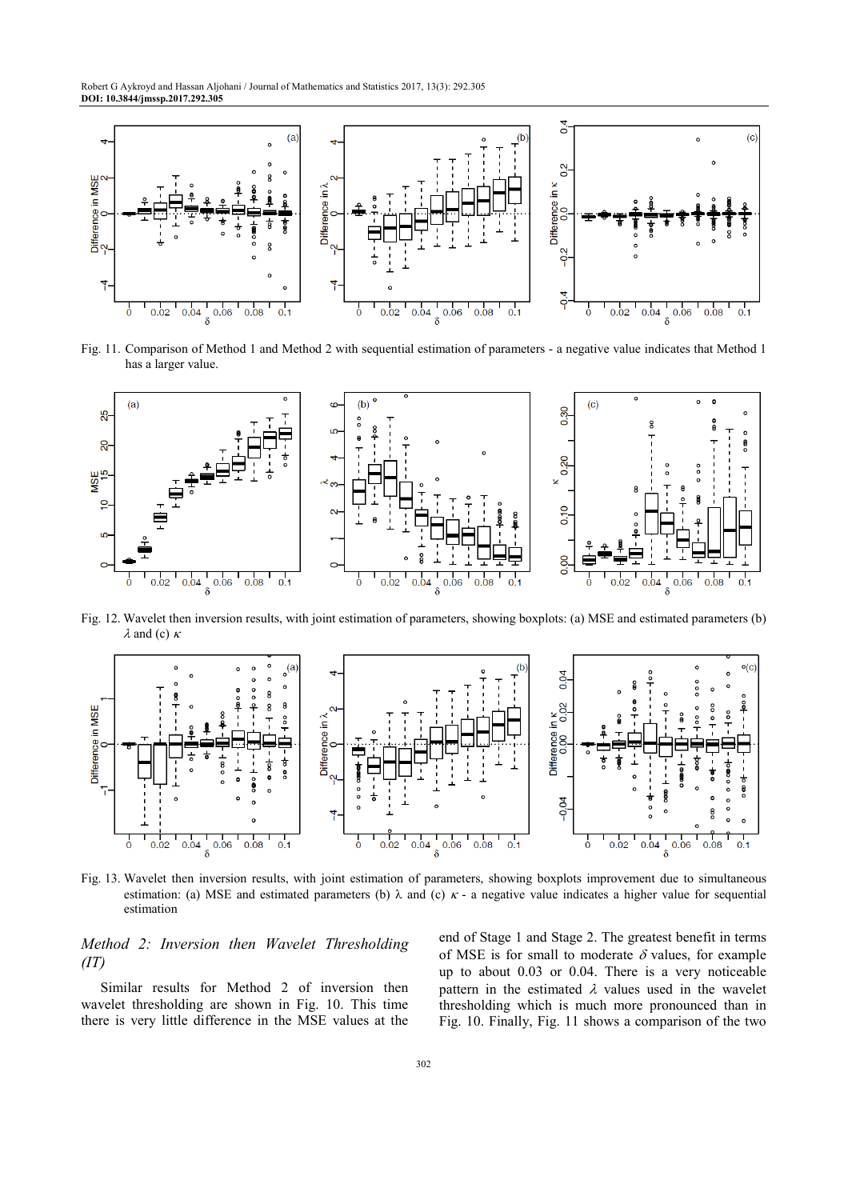Fig. 11. Comparison of Method 1 and Method 2 with sequential estimation of parameters - a negative value indicates that Method 1 has a larger value.

Fig. 12. Wavelet then inversion results, with joint estimation of parameters, showing boxplots: (a) MSE and estimated parameters (b) $\lambda$ and (c) $\kappa$

Fig. 13. Wavelet then inversion results, with joint estimation of parameters, showing boxplots improvement due to simultaneous estimation: (a) MSE and estimated parameters (b) $\lambda$ and (c) $\kappa$ - a negative value indicates a higher value for sequential estimation

### *Method 2: Inversion then Wavelet Thresholding (IT)*

Similar results for Method 2 of inversion then wavelet thresholding are shown in Fig. 10. This time there is very little difference in the MSE values at the end of Stage 1 and Stage 2. The greatest benefit in terms of MSE is for small to moderate $\delta$ values, for example up to about 0.03 or 0.04. There is a very noticeable pattern in the estimated $\lambda$ values used in the wavelet thresholding which is much more pronounced than in Fig. 10. Finally, Fig. 11 shows a comparison of the two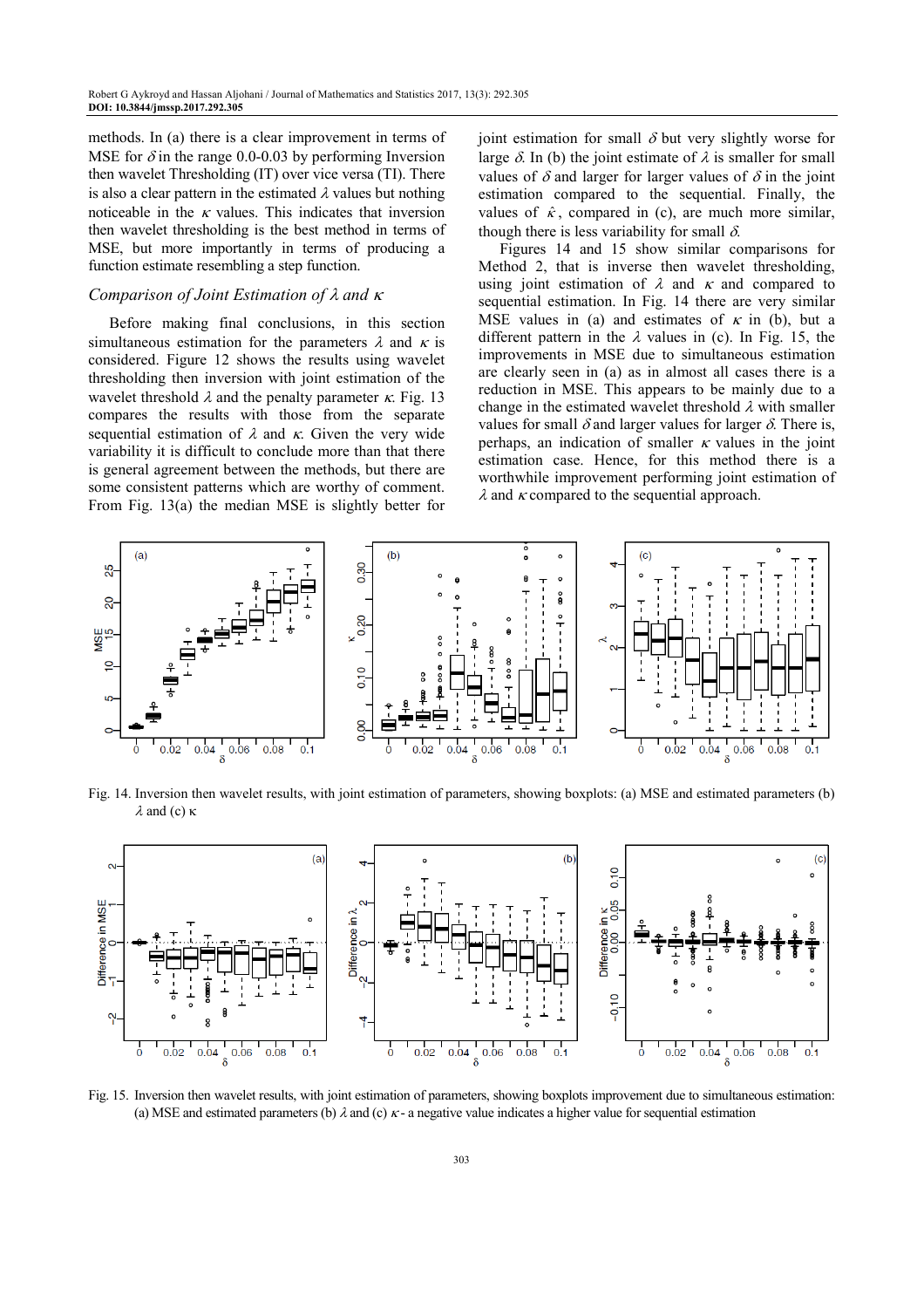methods. In (a) there is a clear improvement in terms of MSE for $\delta$ in the range 0.0-0.03 by performing Inversion then wavelet Thresholding (IT) over vice versa (TI). There is also a clear pattern in the estimated $\lambda$ values but nothing noticeable in the $\kappa$ values. This indicates that inversion then wavelet thresholding is the best method in terms of MSE, but more importantly in terms of producing a function estimate resembling a step function.

### *Comparison of Joint Estimation of $\lambda$ and $\kappa$*

Before making final conclusions, in this section simultaneous estimation for the parameters $\lambda$ and $\kappa$ is considered. Figure 12 shows the results using wavelet thresholding then inversion with joint estimation of the wavelet threshold $\lambda$ and the penalty parameter $\kappa$. Fig. 13 compares the results with those from the separate sequential estimation of $\lambda$ and $\kappa$. Given the very wide variability it is difficult to conclude more than that there is general agreement between the methods, but there are some consistent patterns which are worthy of comment. From Fig. 13(a) the median MSE is slightly better for joint estimation for small $\delta$ but very slightly worse for large $\delta$. In (b) the joint estimate of $\lambda$ is smaller for small values of $\delta$ and larger for larger values of $\delta$ in the joint estimation compared to the sequential. Finally, the values of $\hat{\kappa}$, compared in (c), are much more similar, though there is less variability for small $\delta$.

Figures 14 and 15 show similar comparisons for Method 2, that is inverse then wavelet thresholding, using joint estimation of $\lambda$ and $\kappa$ and compared to sequential estimation. In Fig. 14 there are very similar MSE values in (a) and estimates of $\kappa$ in (b), but a different pattern in the $\lambda$ values in (c). In Fig. 15, the improvements in MSE due to simultaneous estimation are clearly seen in (a) as in almost all cases there is a reduction in MSE. This appears to be mainly due to a change in the estimated wavelet threshold $\lambda$ with smaller values for small $\delta$ and larger values for larger $\delta$. There is, perhaps, an indication of smaller $\kappa$ values in the joint estimation case. Hence, for this method there is a worthwhile improvement performing joint estimation of $\lambda$ and $\kappa$ compared to the sequential approach.

Fig. 14. Inversion then wavelet results, with joint estimation of parameters, showing boxplots: (a) MSE and estimated parameters (b) $\lambda$ and (c) $\kappa$

Fig. 15. Inversion then wavelet results, with joint estimation of parameters, showing boxplots improvement due to simultaneous estimation: (a) MSE and estimated parameters (b) $\lambda$ and (c) $\kappa$ - a negative value indicates a higher value for sequential estimation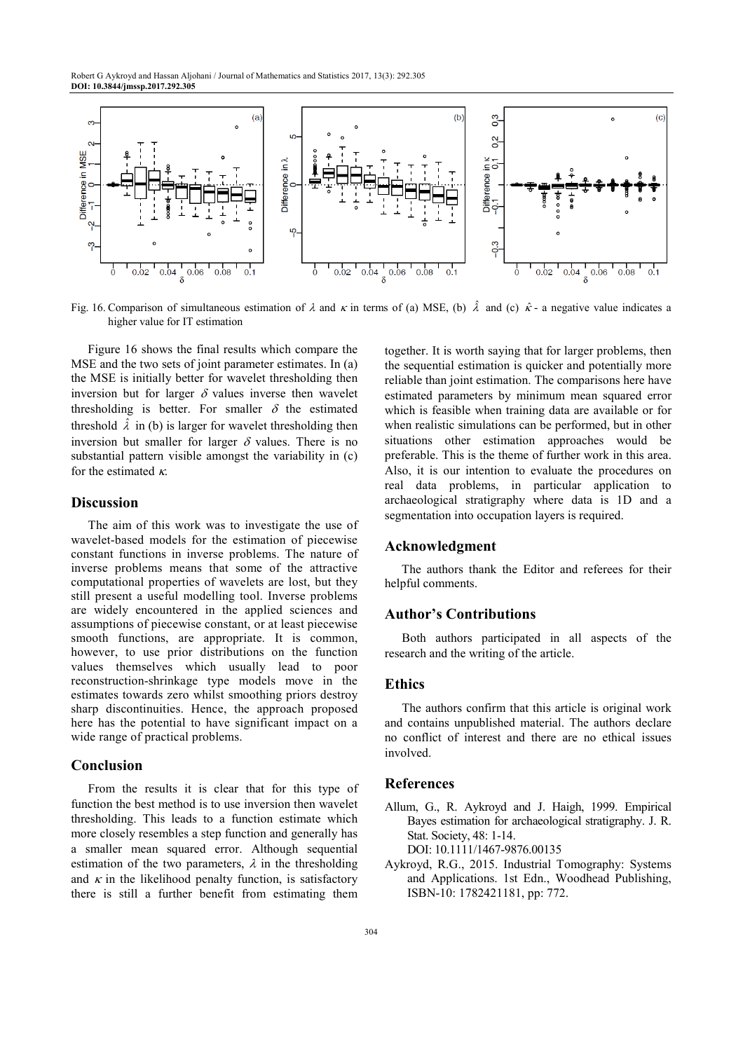Fig. 16. Comparison of simultaneous estimation of $\lambda$ and $\kappa$ in terms of (a) MSE, (b) $\hat{\lambda}$ and (c) $\hat{\kappa}$ - a negative value indicates a higher value for IT estimation

Figure 16 shows the final results which compare the MSE and the two sets of joint parameter estimates. In (a) the MSE is initially better for wavelet thresholding then inversion but for larger $\delta$ values inverse then wavelet thresholding is better. For smaller $\delta$ the estimated threshold $\hat{\lambda}$ in (b) is larger for wavelet thresholding then inversion but smaller for larger $\delta$ values. There is no substantial pattern visible amongst the variability in (c) for the estimated $\kappa$.

## Discussion

The aim of this work was to investigate the use of wavelet-based models for the estimation of piecewise constant functions in inverse problems. The nature of inverse problems means that some of the attractive computational properties of wavelets are lost, but they still present a useful modelling tool. Inverse problems are widely encountered in the applied sciences and assumptions of piecewise constant, or at least piecewise smooth functions, are appropriate. It is common, however, to use prior distributions on the function values themselves which usually lead to poor reconstruction-shrinkage type models move in the estimates towards zero whilst smoothing priors destroy sharp discontinuities. Hence, the approach proposed here has the potential to have significant impact on a wide range of practical problems.

## Conclusion

From the results it is clear that for this type of function the best method is to use inversion then wavelet thresholding. This leads to a function estimate which more closely resembles a step function and generally has a smaller mean squared error. Although sequential estimation of the two parameters, $\lambda$ in the thresholding and $\kappa$ in the likelihood penalty function, is satisfactory there is still a further benefit from estimating them together. It is worth saying that for larger problems, then the sequential estimation is quicker and potentially more reliable than joint estimation. The comparisons here have estimated parameters by minimum mean squared error which is feasible when training data are available or for when realistic simulations can be performed, but in other situations other estimation approaches would be preferable. This is the theme of further work in this area. Also, it is our intention to evaluate the procedures on real data problems, in particular application to archaeological stratigraphy where data is 1D and a segmentation into occupation layers is required.

## Acknowledgment

The authors thank the Editor and referees for their helpful comments.

## Author's Contributions

Both authors participated in all aspects of the research and the writing of the article.

## Ethics

The authors confirm that this article is original work and contains unpublished material. The authors declare no conflict of interest and there are no ethical issues involved.

## References

Allum, G., R. Aykroyd and J. Haigh, 1999. Empirical Bayes estimation for archaeological stratigraphy. J. R. Stat. Society, 48: 1-14.
DOI: 10.1111/1467-9876.00135

Aykroyd, R.G., 2015. Industrial Tomography: Systems and Applications. 1st Edn., Woodhead Publishing, ISBN-10: 1782421181, pp: 772.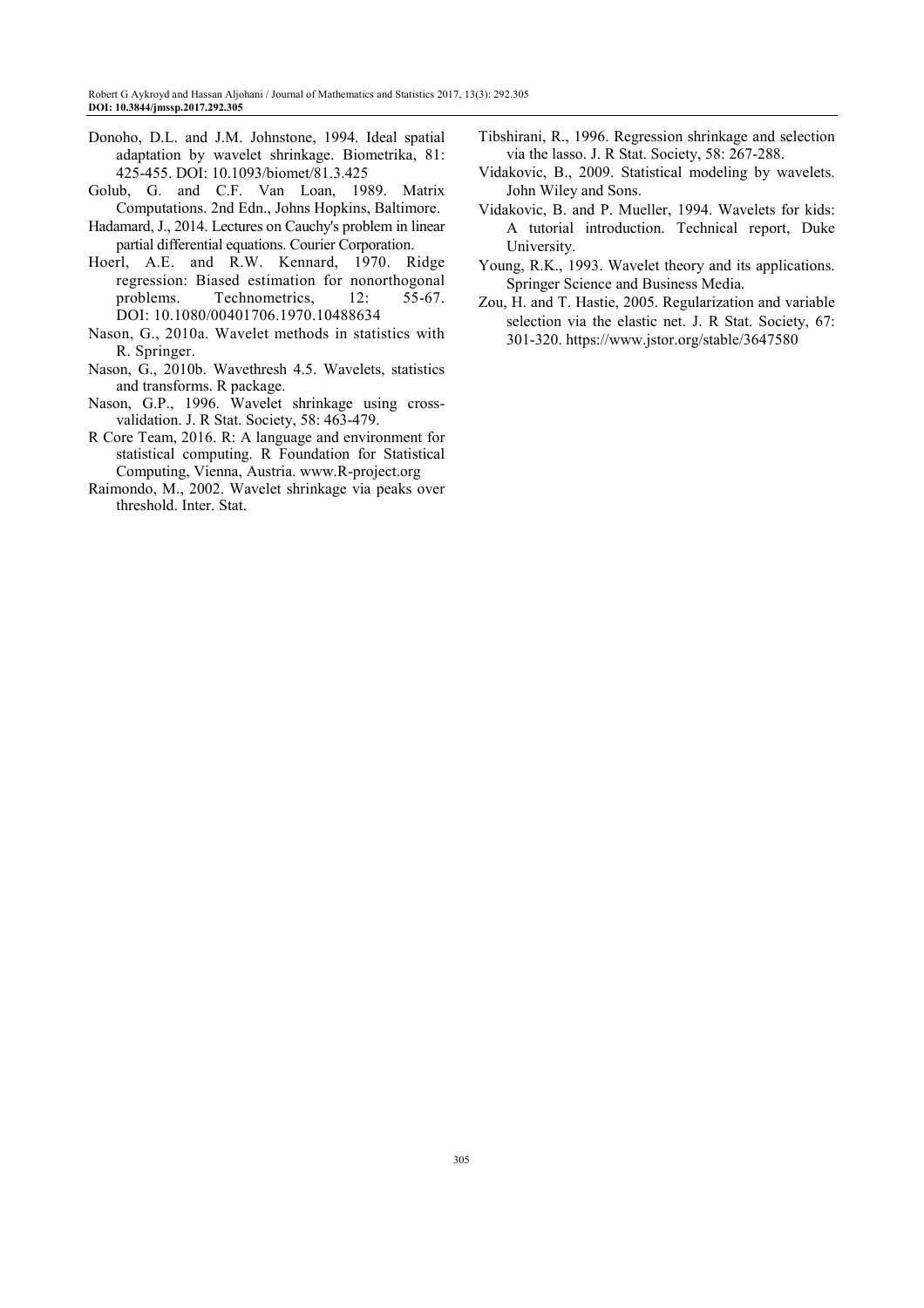Donoho, D.L. and J.M. Johnstone, 1994. Ideal spatial adaptation by wavelet shrinkage. Biometrika, 81: 425-455. DOI: 10.1093/biomet/81.3.425

Golub, G. and C.F. Van Loan, 1989. Matrix Computations. 2nd Edn., Johns Hopkins, Baltimore.

Hadamard, J., 2014. Lectures on Cauchy's problem in linear partial differential equations. Courier Corporation.

Hoerl, A.E. and R.W. Kennard, 1970. Ridge regression: Biased estimation for nonorthogonal problems. Technometrics, 12: 55-67. DOI: 10.1080/00401706.1970.10488634

Nason, G., 2010a. Wavelet methods in statistics with R. Springer.

Nason, G., 2010b. Wavethresh 4.5. Wavelets, statistics and transforms. R package.

Nason, G.P., 1996. Wavelet shrinkage using cross-validation. J. R Stat. Society, 58: 463-479.

R Core Team, 2016. R: A language and environment for statistical computing. R Foundation for Statistical Computing, Vienna, Austria. www.R-project.org

Raimondo, M., 2002. Wavelet shrinkage via peaks over threshold. Inter. Stat.

Tibshirani, R., 1996. Regression shrinkage and selection via the lasso. J. R Stat. Society, 58: 267-288.

Vidakovic, B., 2009. Statistical modeling by wavelets. John Wiley and Sons.

Vidakovic, B. and P. Mueller, 1994. Wavelets for kids: A tutorial introduction. Technical report, Duke University.

Young, R.K., 1993. Wavelet theory and its applications. Springer Science and Business Media.

Zou, H. and T. Hastie, 2005. Regularization and variable selection via the elastic net. J. R Stat. Society, 67: 301-320. https://www.jstor.org/stable/3647580